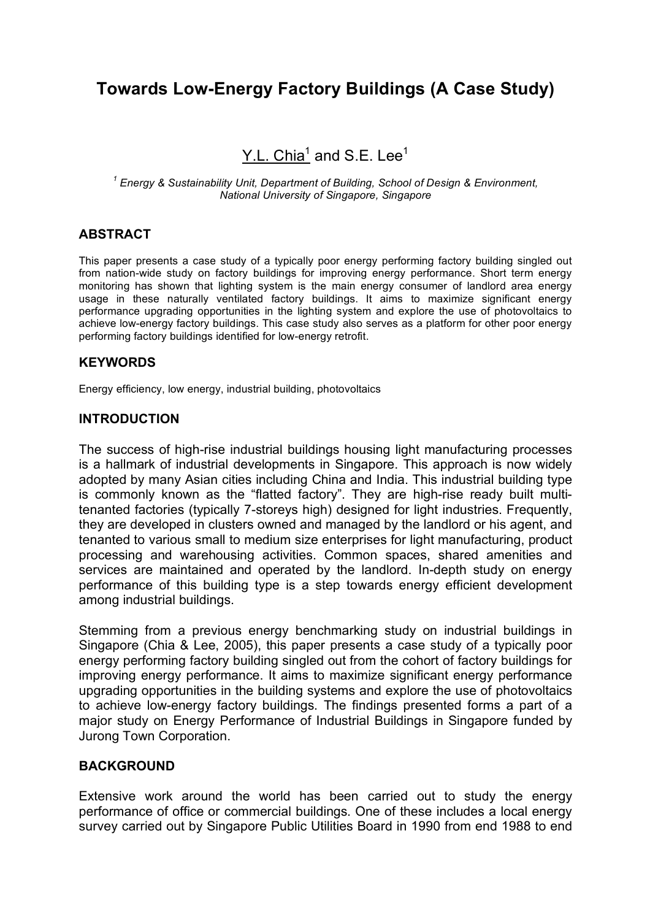# Towards Low-Energy Factory Buildings (A Case Study)

Y.L. Chia[1] and S.E. Lee[1]

*[1] Energy & Sustainability Unit, Department of Building, School of Design & Environment, National University of Singapore, Singapore*

## ABSTRACT

This paper presents a case study of a typically poor energy performing factory building singled out from nation-wide study on factory buildings for improving energy performance. Short term energy monitoring has shown that lighting system is the main energy consumer of landlord area energy usage in these naturally ventilated factory buildings. It aims to maximize significant energy performance upgrading opportunities in the lighting system and explore the use of photovoltaics to achieve low-energy factory buildings. This case study also serves as a platform for other poor energy performing factory buildings identified for low-energy retrofit.

## KEYWORDS

Energy efficiency, low energy, industrial building, photovoltaics

## INTRODUCTION

The success of high-rise industrial buildings housing light manufacturing processes is a hallmark of industrial developments in Singapore. This approach is now widely adopted by many Asian cities including China and India. This industrial building type is commonly known as the "flatted factory". They are high-rise ready built multi-tenanted factories (typically 7-storeys high) designed for light industries. Frequently, they are developed in clusters owned and managed by the landlord or his agent, and tenanted to various small to medium size enterprises for light manufacturing, product processing and warehousing activities. Common spaces, shared amenities and services are maintained and operated by the landlord. In-depth study on energy performance of this building type is a step towards energy efficient development among industrial buildings.

Stemming from a previous energy benchmarking study on industrial buildings in Singapore (Chia & Lee, 2005), this paper presents a case study of a typically poor energy performing factory building singled out from the cohort of factory buildings for improving energy performance. It aims to maximize significant energy performance upgrading opportunities in the building systems and explore the use of photovoltaics to achieve low-energy factory buildings. The findings presented forms a part of a major study on Energy Performance of Industrial Buildings in Singapore funded by Jurong Town Corporation.

## BACKGROUND

Extensive work around the world has been carried out to study the energy performance of office or commercial buildings. One of these includes a local energy survey carried out by Singapore Public Utilities Board in 1990 from end 1988 to end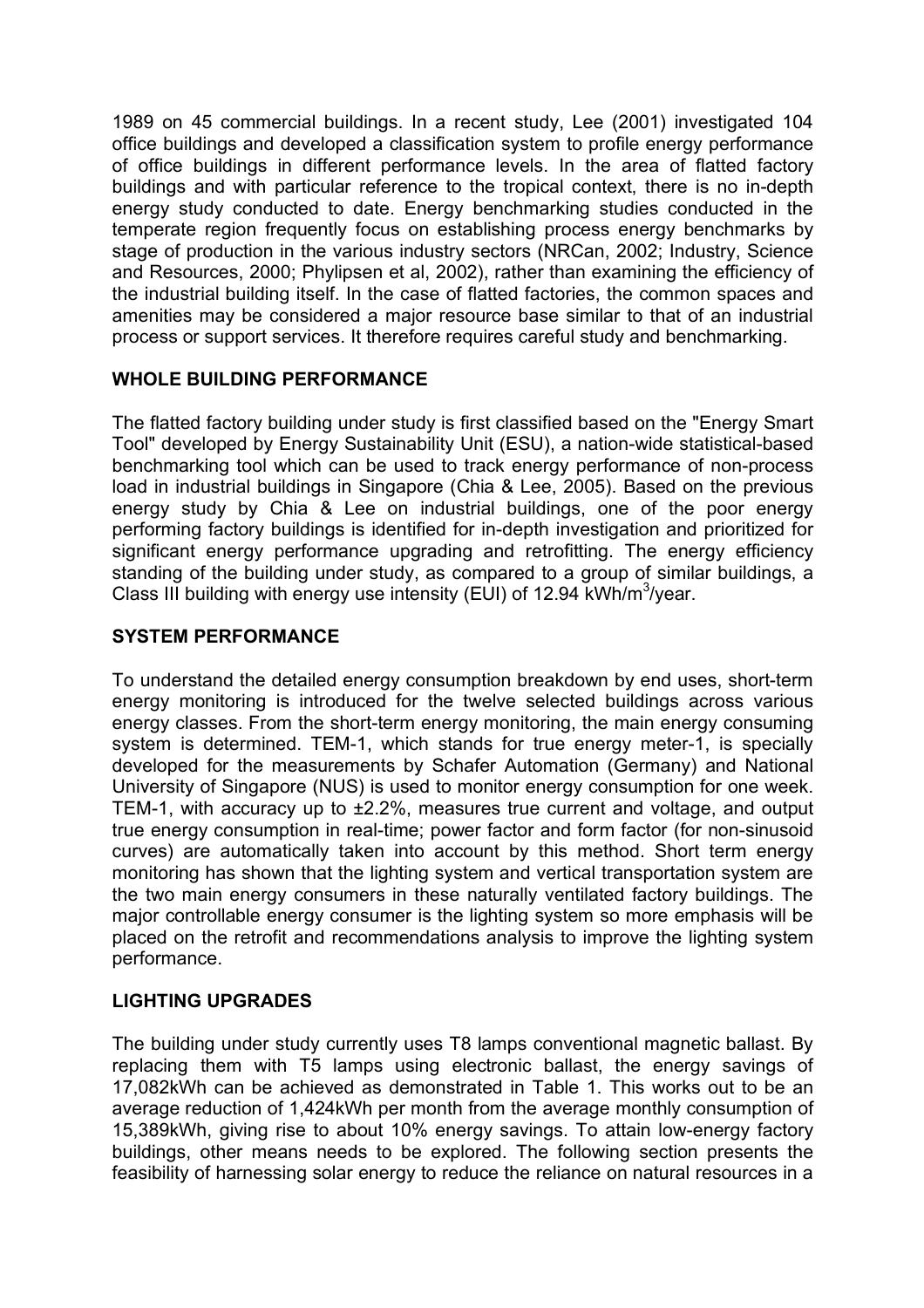1989 on 45 commercial buildings. In a recent study, Lee (2001) investigated 104 office buildings and developed a classification system to profile energy performance of office buildings in different performance levels. In the area of flatted factory buildings and with particular reference to the tropical context, there is no in-depth energy study conducted to date. Energy benchmarking studies conducted in the temperate region frequently focus on establishing process energy benchmarks by stage of production in the various industry sectors (NRCan, 2002; Industry, Science and Resources, 2000; Phylipsen et al, 2002), rather than examining the efficiency of the industrial building itself. In the case of flatted factories, the common spaces and amenities may be considered a major resource base similar to that of an industrial process or support services. It therefore requires careful study and benchmarking.

## WHOLE BUILDING PERFORMANCE

The flatted factory building under study is first classified based on the "Energy Smart Tool" developed by Energy Sustainability Unit (ESU), a nation-wide statistical-based benchmarking tool which can be used to track energy performance of non-process load in industrial buildings in Singapore (Chia & Lee, 2005). Based on the previous energy study by Chia & Lee on industrial buildings, one of the poor energy performing factory buildings is identified for in-depth investigation and prioritized for significant energy performance upgrading and retrofitting. The energy efficiency standing of the building under study, as compared to a group of similar buildings, a Class III building with energy use intensity (EUI) of 12.94 kWh/m$^3$/year.

## SYSTEM PERFORMANCE

To understand the detailed energy consumption breakdown by end uses, short-term energy monitoring is introduced for the twelve selected buildings across various energy classes. From the short-term energy monitoring, the main energy consuming system is determined. TEM-1, which stands for true energy meter-1, is specially developed for the measurements by Schafer Automation (Germany) and National University of Singapore (NUS) is used to monitor energy consumption for one week. TEM-1, with accuracy up to ±2.2%, measures true current and voltage, and output true energy consumption in real-time; power factor and form factor (for non-sinusoid curves) are automatically taken into account by this method. Short term energy monitoring has shown that the lighting system and vertical transportation system are the two main energy consumers in these naturally ventilated factory buildings. The major controllable energy consumer is the lighting system so more emphasis will be placed on the retrofit and recommendations analysis to improve the lighting system performance.

## LIGHTING UPGRADES

The building under study currently uses T8 lamps conventional magnetic ballast. By replacing them with T5 lamps using electronic ballast, the energy savings of 17,082kWh can be achieved as demonstrated in Table 1. This works out to be an average reduction of 1,424kWh per month from the average monthly consumption of 15,389kWh, giving rise to about 10% energy savings. To attain low-energy factory buildings, other means needs to be explored. The following section presents the feasibility of harnessing solar energy to reduce the reliance on natural resources in a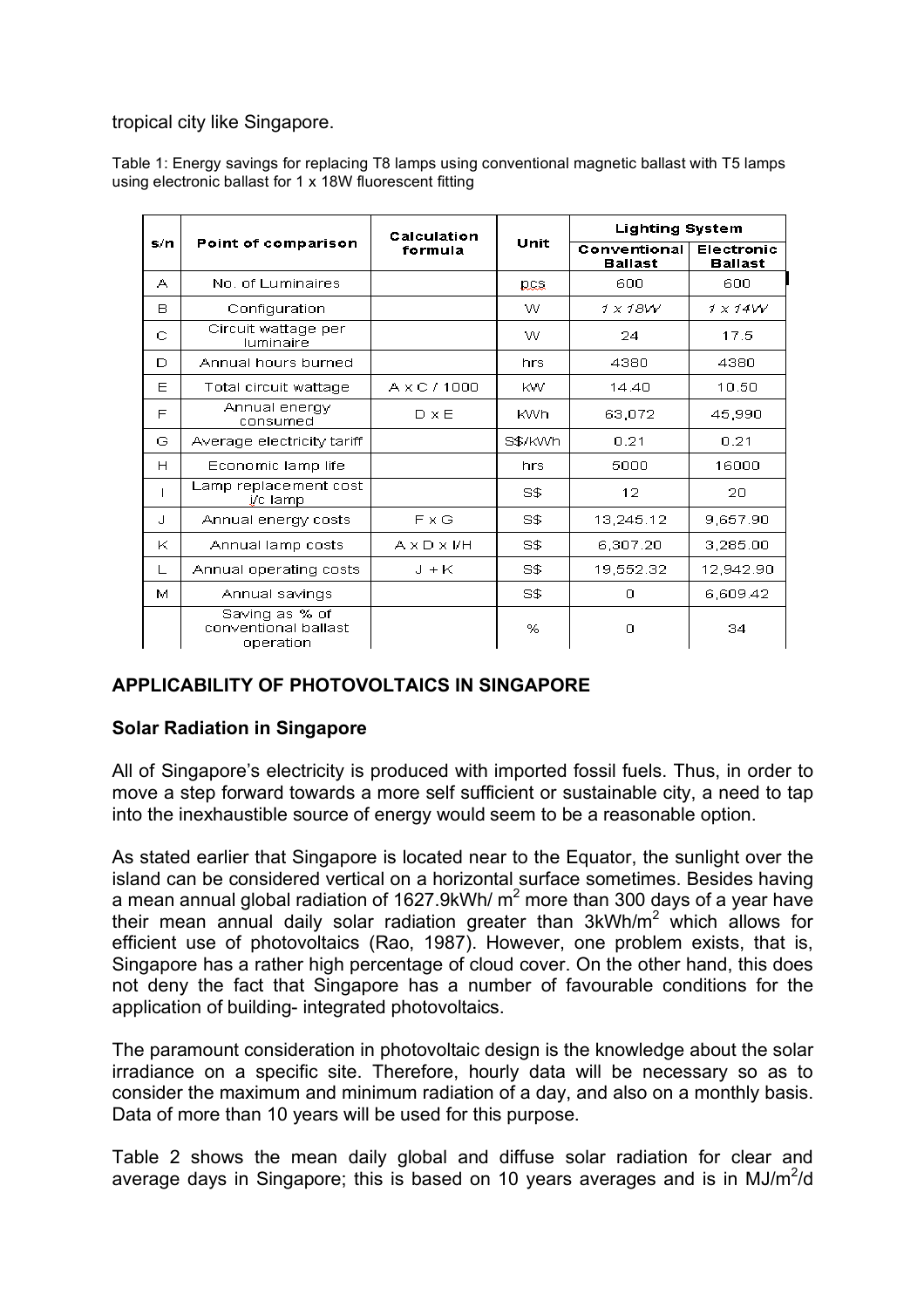tropical city like Singapore.

Table 1: Energy savings for replacing T8 lamps using conventional magnetic ballast with T5 lamps using electronic ballast for 1 x 18W fluorescent fitting

| s/n | Point of comparison | Calculation formula | Unit | Lighting System | |
|---|---|---|---|---|---|
| | | | | Conventional Ballast | Electronic Ballast |
| A | No. of Luminaires | | pcs | 600 | 600 |
| B | Configuration | | W | *1 x 18W* | *1 x 14W* |
| C | Circuit wattage per luminaire | | W | 24 | 17.5 |
| D | Annual hours burned | | hrs | 4380 | 4380 |
| E | Total circuit wattage | A x C / 1000 | KW | 14.40 | 10.50 |
| F | Annual energy consumed | D x E | KWh | 63,072 | 45,990 |
| G | Average electricity tariff | | S$/KWh | 0.21 | 0.21 |
| H | Economic lamp life | | hrs | 5000 | 16000 |
| I | Lamp replacement cost i/c lamp | | S$ | 12 | 20 |
| J | Annual energy costs | F x G | S$ | 13,245.12 | 9,657.90 |
| K | Annual lamp costs | A x D x I/H | S$ | 6,307.20 | 3,285.00 |
| L | Annual operating costs | J + K | S$ | 19,552.32 | 12,942.90 |
| M | Annual savings | | S$ | 0 | 6,609.42 |
| | Saving as % of conventional ballast operation | | % | 0 | 34 |

## APPLICABILITY OF PHOTOVOLTAICS IN SINGAPORE

### Solar Radiation in Singapore

All of Singapore's electricity is produced with imported fossil fuels. Thus, in order to move a step forward towards a more self sufficient or sustainable city, a need to tap into the inexhaustible source of energy would seem to be a reasonable option.

As stated earlier that Singapore is located near to the Equator, the sunlight over the island can be considered vertical on a horizontal surface sometimes. Besides having a mean annual global radiation of 1627.9kWh/ $m^2$ more than 300 days of a year have their mean annual daily solar radiation greater than 3kWh/$m^2$ which allows for efficient use of photovoltaics (Rao, 1987). However, one problem exists, that is, Singapore has a rather high percentage of cloud cover. On the other hand, this does not deny the fact that Singapore has a number of favourable conditions for the application of building- integrated photovoltaics.

The paramount consideration in photovoltaic design is the knowledge about the solar irradiance on a specific site. Therefore, hourly data will be necessary so as to consider the maximum and minimum radiation of a day, and also on a monthly basis. Data of more than 10 years will be used for this purpose.

Table 2 shows the mean daily global and diffuse solar radiation for clear and average days in Singapore; this is based on 10 years averages and is in MJ/$m^2$/d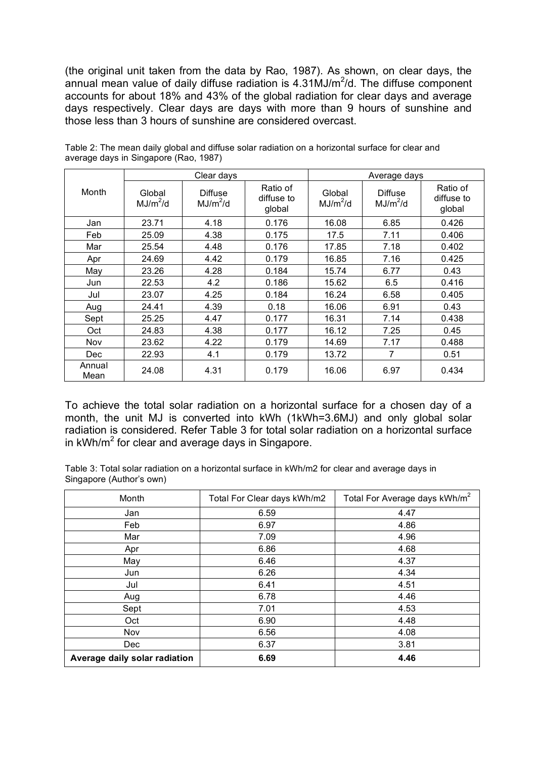(the original unit taken from the data by Rao, 1987). As shown, on clear days, the annual mean value of daily diffuse radiation is 4.31MJ/m$^2$/d. The diffuse component accounts for about 18% and 43% of the global radiation for clear days and average days respectively. Clear days are days with more than 9 hours of sunshine and those less than 3 hours of sunshine are considered overcast.

Table 2: The mean daily global and diffuse solar radiation on a horizontal surface for clear and average days in Singapore (Rao, 1987)

| Month | Clear days | | | Average days | | |
|---|---|---|---|---|---|---|
| | Global MJ/m$^2$/d | Diffuse MJ/m$^2$/d | Ratio of diffuse to global | Global MJ/m$^2$/d | Diffuse MJ/m$^2$/d | Ratio of diffuse to global |
| Jan | 23.71 | 4.18 | 0.176 | 16.08 | 6.85 | 0.426 |
| Feb | 25.09 | 4.38 | 0.175 | 17.5 | 7.11 | 0.406 |
| Mar | 25.54 | 4.48 | 0.176 | 17.85 | 7.18 | 0.402 |
| Apr | 24.69 | 4.42 | 0.179 | 16.85 | 7.16 | 0.425 |
| May | 23.26 | 4.28 | 0.184 | 15.74 | 6.77 | 0.43 |
| Jun | 22.53 | 4.2 | 0.186 | 15.62 | 6.5 | 0.416 |
| Jul | 23.07 | 4.25 | 0.184 | 16.24 | 6.58 | 0.405 |
| Aug | 24.41 | 4.39 | 0.18 | 16.06 | 6.91 | 0.43 |
| Sept | 25.25 | 4.47 | 0.177 | 16.31 | 7.14 | 0.438 |
| Oct | 24.83 | 4.38 | 0.177 | 16.12 | 7.25 | 0.45 |
| Nov | 23.62 | 4.22 | 0.179 | 14.69 | 7.17 | 0.488 |
| Dec | 22.93 | 4.1 | 0.179 | 13.72 | 7 | 0.51 |
| Annual Mean | 24.08 | 4.31 | 0.179 | 16.06 | 6.97 | 0.434 |

To achieve the total solar radiation on a horizontal surface for a chosen day of a month, the unit MJ is converted into kWh (1kWh=3.6MJ) and only global solar radiation is considered. Refer Table 3 for total solar radiation on a horizontal surface in kWh/m$^2$ for clear and average days in Singapore.

Table 3: Total solar radiation on a horizontal surface in kWh/m2 for clear and average days in Singapore (Author's own)

| Month | Total For Clear days kWh/m2 | Total For Average days kWh/m$^2$ |
|---|---|---|
| Jan | 6.59 | 4.47 |
| Feb | 6.97 | 4.86 |
| Mar | 7.09 | 4.96 |
| Apr | 6.86 | 4.68 |
| May | 6.46 | 4.37 |
| Jun | 6.26 | 4.34 |
| Jul | 6.41 | 4.51 |
| Aug | 6.78 | 4.46 |
| Sept | 7.01 | 4.53 |
| Oct | 6.90 | 4.48 |
| Nov | 6.56 | 4.08 |
| Dec | 6.37 | 3.81 |
| **Average daily solar radiation** | **6.69** | **4.46** |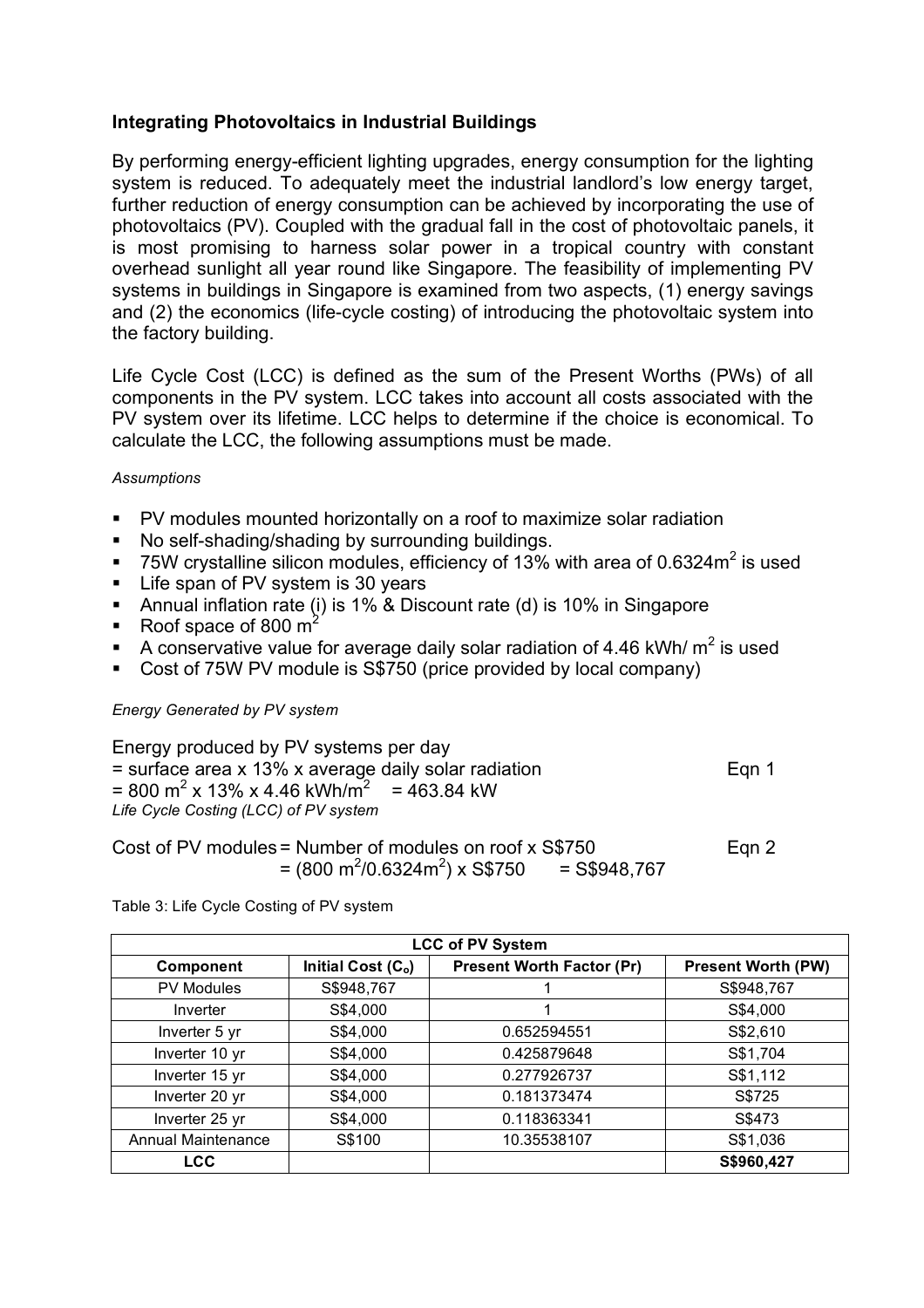## Integrating Photovoltaics in Industrial Buildings

By performing energy-efficient lighting upgrades, energy consumption for the lighting system is reduced. To adequately meet the industrial landlord's low energy target, further reduction of energy consumption can be achieved by incorporating the use of photovoltaics (PV). Coupled with the gradual fall in the cost of photovoltaic panels, it is most promising to harness solar power in a tropical country with constant overhead sunlight all year round like Singapore. The feasibility of implementing PV systems in buildings in Singapore is examined from two aspects, (1) energy savings and (2) the economics (life-cycle costing) of introducing the photovoltaic system into the factory building.

Life Cycle Cost (LCC) is defined as the sum of the Present Worths (PWs) of all components in the PV system. LCC takes into account all costs associated with the PV system over its lifetime. LCC helps to determine if the choice is economical. To calculate the LCC, the following assumptions must be made.

*Assumptions*

- PV modules mounted horizontally on a roof to maximize solar radiation
- No self-shading/shading by surrounding buildings.
- 75W crystalline silicon modules, efficiency of 13% with area of $0.6324\text{m}^2$ is used
- Life span of PV system is 30 years
- Annual inflation rate (i) is 1% & Discount rate (d) is 10% in Singapore
- Roof space of $800\text{ m}^2$
- A conservative value for average daily solar radiation of $4.46\text{ kWh/ m}^2$ is used
- Cost of 75W PV module is S$750 (price provided by local company)

*Energy Generated by PV system*

Energy produced by PV systems per day
= surface area x 13% x average daily solar radiation — Eqn 1
$= 800\text{ m}^2 \times 13\% \times 4.46\text{ kWh/m}^2 = 463.84\text{ kW}$

*Life Cycle Costing (LCC) of PV system*

Cost of PV modules = Number of modules on roof x S$750 — Eqn 2
$= (800\text{ m}^2/0.6324\text{m}^2) \times \text{S\$}750 = \text{S\$}948{,}767$

Table 3: Life Cycle Costing of PV system

| LCC of PV System | | | |
|---|---|---|---|
| **Component** | **Initial Cost ($C_o$)** | **Present Worth Factor (Pr)** | **Present Worth (PW)** |
| PV Modules | S$948,767 | 1 | S$948,767 |
| Inverter | S$4,000 | 1 | S$4,000 |
| Inverter 5 yr | S$4,000 | 0.652594551 | S$2,610 |
| Inverter 10 yr | S$4,000 | 0.425879648 | S$1,704 |
| Inverter 15 yr | S$4,000 | 0.277926737 | S$1,112 |
| Inverter 20 yr | S$4,000 | 0.181373474 | S$725 |
| Inverter 25 yr | S$4,000 | 0.118363341 | S$473 |
| Annual Maintenance | S$100 | 10.35538107 | S$1,036 |
| **LCC** | | | **S$960,427** |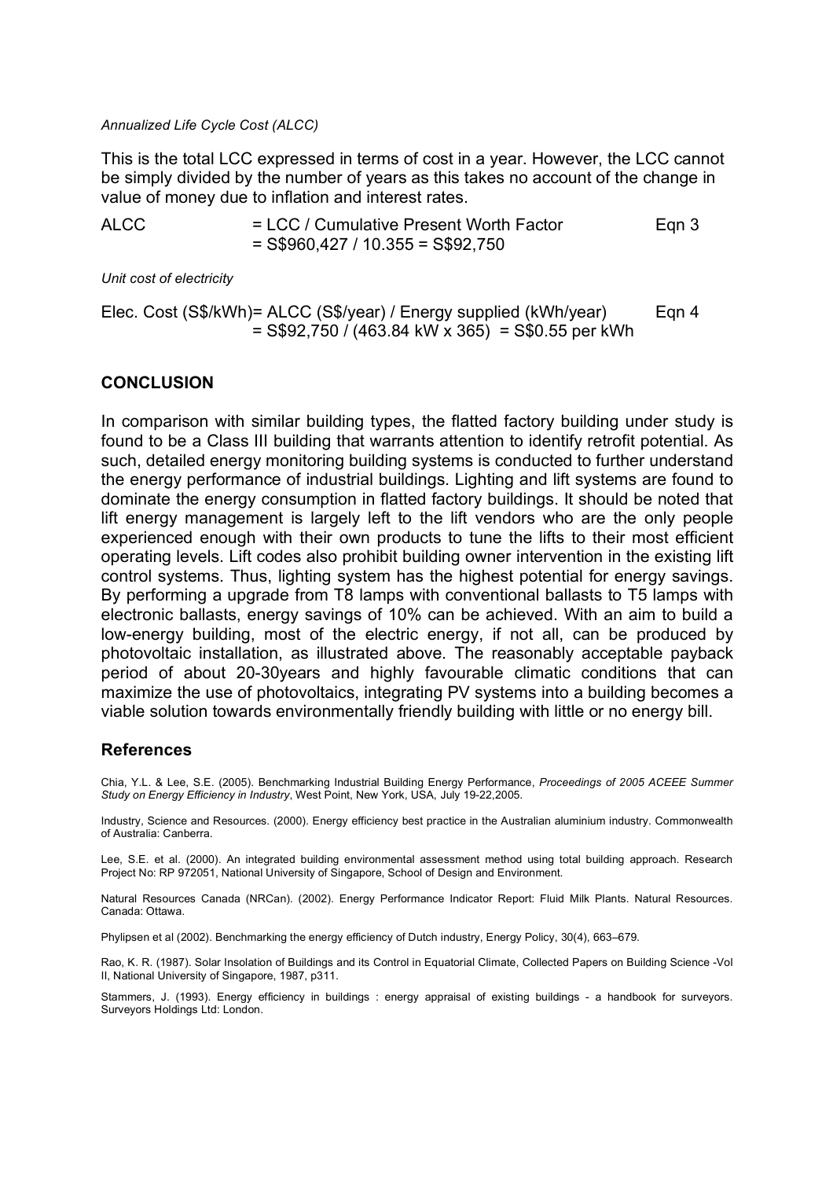*Annualized Life Cycle Cost (ALCC)*

This is the total LCC expressed in terms of cost in a year. However, the LCC cannot be simply divided by the number of years as this takes no account of the change in value of money due to inflation and interest rates.

ALCC = LCC / Cumulative Present Worth Factor (Eqn 3)
= S$960,427 / 10.355 = S$92,750

*Unit cost of electricity*

Elec. Cost (S$/kWh)= ALCC (S$/year) / Energy supplied (kWh/year) (Eqn 4)
= S$92,750 / (463.84 kW x 365) = S$0.55 per kWh

## CONCLUSION

In comparison with similar building types, the flatted factory building under study is found to be a Class III building that warrants attention to identify retrofit potential. As such, detailed energy monitoring building systems is conducted to further understand the energy performance of industrial buildings. Lighting and lift systems are found to dominate the energy consumption in flatted factory buildings. It should be noted that lift energy management is largely left to the lift vendors who are the only people experienced enough with their own products to tune the lifts to their most efficient operating levels. Lift codes also prohibit building owner intervention in the existing lift control systems. Thus, lighting system has the highest potential for energy savings. By performing a upgrade from T8 lamps with conventional ballasts to T5 lamps with electronic ballasts, energy savings of 10% can be achieved. With an aim to build a low-energy building, most of the electric energy, if not all, can be produced by photovoltaic installation, as illustrated above. The reasonably acceptable payback period of about 20-30years and highly favourable climatic conditions that can maximize the use of photovoltaics, integrating PV systems into a building becomes a viable solution towards environmentally friendly building with little or no energy bill.

## References

Chia, Y.L. & Lee, S.E. (2005). Benchmarking Industrial Building Energy Performance, *Proceedings of 2005 ACEEE Summer Study on Energy Efficiency in Industry*, West Point, New York, USA, July 19-22,2005.

Industry, Science and Resources. (2000). Energy efficiency best practice in the Australian aluminium industry. Commonwealth of Australia: Canberra.

Lee, S.E. et al. (2000). An integrated building environmental assessment method using total building approach. Research Project No: RP 972051, National University of Singapore, School of Design and Environment.

Natural Resources Canada (NRCan). (2002). Energy Performance Indicator Report: Fluid Milk Plants. Natural Resources. Canada: Ottawa.

Phylipsen et al (2002). Benchmarking the energy efficiency of Dutch industry, Energy Policy, 30(4), 663–679.

Rao, K. R. (1987). Solar Insolation of Buildings and its Control in Equatorial Climate, Collected Papers on Building Science -Vol II, National University of Singapore, 1987, p311.

Stammers, J. (1993). Energy efficiency in buildings : energy appraisal of existing buildings - a handbook for surveyors. Surveyors Holdings Ltd: London.